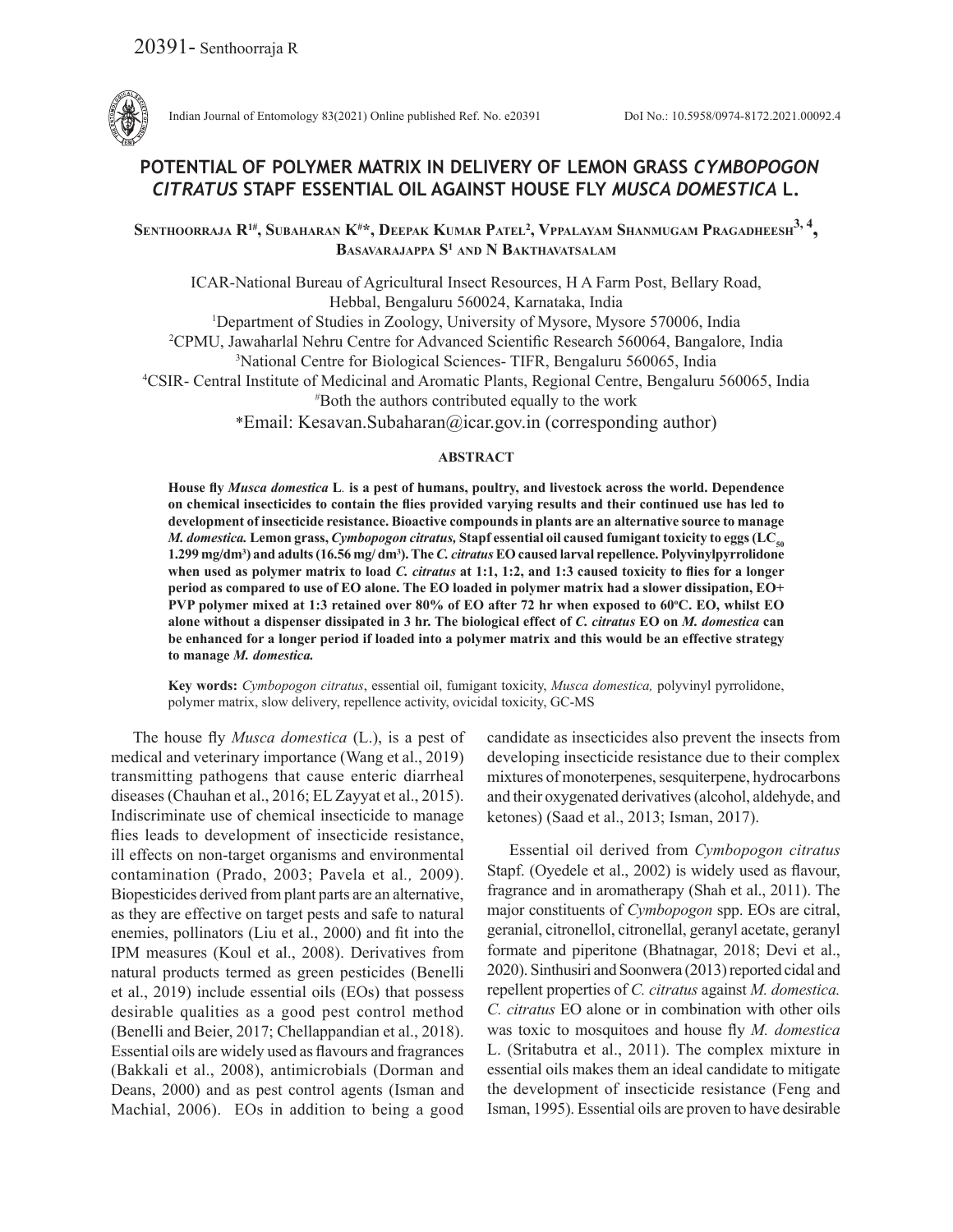# POTENTIAL OF POLYMER MATRIX IN DELIVERY OF LEMON GRASS *CYMBOPOGON CITRATUS* STAPF ESSENTIAL OIL AGAINST HOUSE FLY *MUSCA DOMESTICA* L.

Senthoorraja R[1#], Subaharan K[#*], Deepak Kumar Patel[2], Vppalayam Shanmugam Pragadheesh[3,4], Basavarajappa S[1] and N Bakthavatsalam

ICAR-National Bureau of Agricultural Insect Resources, H A Farm Post, Bellary Road, Hebbal, Bengaluru 560024, Karnataka, India

[1]Department of Studies in Zoology, University of Mysore, Mysore 570006, India

[2]CPMU, Jawaharlal Nehru Centre for Advanced Scientific Research 560064, Bangalore, India

[3]National Centre for Biological Sciences- TIFR, Bengaluru 560065, India

[4]CSIR- Central Institute of Medicinal and Aromatic Plants, Regional Centre, Bengaluru 560065, India

[#]Both the authors contributed equally to the work

*Email: Kesavan.Subaharan@icar.gov.in (corresponding author)

## ABSTRACT

**House fly *Musca domestica* L. is a pest of humans, poultry, and livestock across the world. Dependence on chemical insecticides to contain the flies provided varying results and their continued use has led to development of insecticide resistance. Bioactive compounds in plants are an alternative source to manage *M. domestica.* Lemon grass, *Cymbopogon citratus,* Stapf essential oil caused fumigant toxicity to eggs ($LC_{50}$ 1.299 mg/$dm^3$) and adults (16.56 mg/ $dm^3$). The *C. citratus* EO caused larval repellence. Polyvinylpyrrolidone when used as polymer matrix to load *C. citratus* at 1:1, 1:2, and 1:3 caused toxicity to flies for a longer period as compared to use of EO alone. The EO loaded in polymer matrix had a slower dissipation, EO+ PVP polymer mixed at 1:3 retained over 80% of EO after 72 hr when exposed to 60°C. EO, whilst EO alone without a dispenser dissipated in 3 hr. The biological effect of *C. citratus* EO on *M. domestica* can be enhanced for a longer period if loaded into a polymer matrix and this would be an effective strategy to manage *M. domestica.***

**Key words:** *Cymbopogon citratus*, essential oil, fumigant toxicity, *Musca domestica,* polyvinyl pyrrolidone, polymer matrix, slow delivery, repellence activity, ovicidal toxicity, GC-MS

The house fly *Musca domestica* (L.), is a pest of medical and veterinary importance (Wang et al., 2019) transmitting pathogens that cause enteric diarrheal diseases (Chauhan et al., 2016; EL Zayyat et al., 2015). Indiscriminate use of chemical insecticide to manage flies leads to development of insecticide resistance, ill effects on non-target organisms and environmental contamination (Prado, 2003; Pavela et al*.,* 2009). Biopesticides derived from plant parts are an alternative, as they are effective on target pests and safe to natural enemies, pollinators (Liu et al., 2000) and fit into the IPM measures (Koul et al., 2008). Derivatives from natural products termed as green pesticides (Benelli et al., 2019) include essential oils (EOs) that possess desirable qualities as a good pest control method (Benelli and Beier, 2017; Chellappandian et al., 2018). Essential oils are widely used as flavours and fragrances (Bakkali et al., 2008), antimicrobials (Dorman and Deans, 2000) and as pest control agents (Isman and Machial, 2006). EOs in addition to being a good candidate as insecticides also prevent the insects from developing insecticide resistance due to their complex mixtures of monoterpenes, sesquiterpene, hydrocarbons and their oxygenated derivatives (alcohol, aldehyde, and ketones) (Saad et al., 2013; Isman, 2017).

Essential oil derived from *Cymbopogon citratus* Stapf. (Oyedele et al., 2002) is widely used as flavour, fragrance and in aromatherapy (Shah et al., 2011). The major constituents of *Cymbopogon* spp. EOs are citral, geranial, citronellol, citronellal, geranyl acetate, geranyl formate and piperitone (Bhatnagar, 2018; Devi et al., 2020). Sinthusiri and Soonwera (2013) reported cidal and repellent properties of *C. citratus* against *M. domestica. C. citratus* EO alone or in combination with other oils was toxic to mosquitoes and house fly *M. domestica* L. (Sritabutra et al., 2011). The complex mixture in essential oils makes them an ideal candidate to mitigate the development of insecticide resistance (Feng and Isman, 1995). Essential oils are proven to have desirable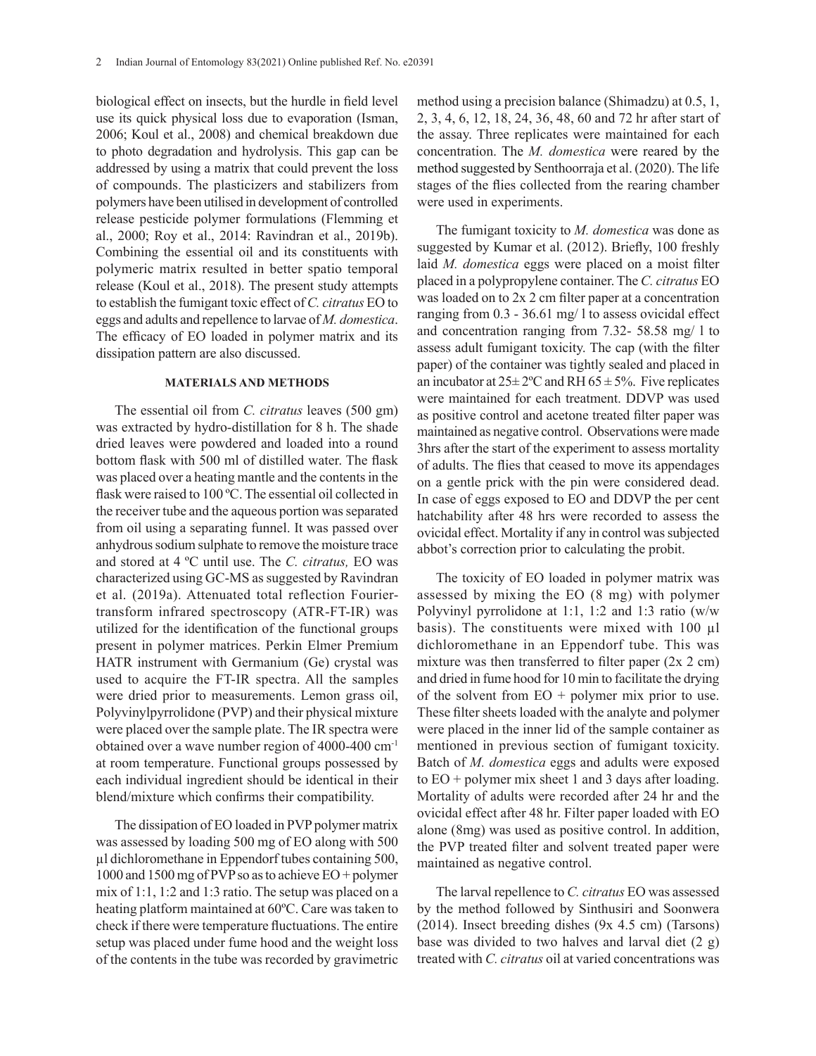biological effect on insects, but the hurdle in field level use its quick physical loss due to evaporation (Isman, 2006; Koul et al., 2008) and chemical breakdown due to photo degradation and hydrolysis. This gap can be addressed by using a matrix that could prevent the loss of compounds. The plasticizers and stabilizers from polymers have been utilised in development of controlled release pesticide polymer formulations (Flemming et al., 2000; Roy et al., 2014: Ravindran et al., 2019b). Combining the essential oil and its constituents with polymeric matrix resulted in better spatio temporal release (Koul et al., 2018). The present study attempts to establish the fumigant toxic effect of *C. citratus* EO to eggs and adults and repellence to larvae of *M. domestica*. The efficacy of EO loaded in polymer matrix and its dissipation pattern are also discussed.

## MATERIALS AND METHODS

The essential oil from *C. citratus* leaves (500 gm) was extracted by hydro-distillation for 8 h. The shade dried leaves were powdered and loaded into a round bottom flask with 500 ml of distilled water. The flask was placed over a heating mantle and the contents in the flask were raised to 100 ºC. The essential oil collected in the receiver tube and the aqueous portion was separated from oil using a separating funnel. It was passed over anhydrous sodium sulphate to remove the moisture trace and stored at 4 ºC until use. The *C. citratus,* EO was characterized using GC-MS as suggested by Ravindran et al. (2019a). Attenuated total reflection Fourier-transform infrared spectroscopy (ATR-FT-IR) was utilized for the identification of the functional groups present in polymer matrices. Perkin Elmer Premium HATR instrument with Germanium (Ge) crystal was used to acquire the FT-IR spectra. All the samples were dried prior to measurements. Lemon grass oil, Polyvinylpyrrolidone (PVP) and their physical mixture were placed over the sample plate. The IR spectra were obtained over a wave number region of 4000-400 $cm^{-1}$ at room temperature. Functional groups possessed by each individual ingredient should be identical in their blend/mixture which confirms their compatibility.

The dissipation of EO loaded in PVP polymer matrix was assessed by loading 500 mg of EO along with 500 µl dichloromethane in Eppendorf tubes containing 500, 1000 and 1500 mg of PVP so as to achieve EO + polymer mix of 1:1, 1:2 and 1:3 ratio. The setup was placed on a heating platform maintained at 60ºC. Care was taken to check if there were temperature fluctuations. The entire setup was placed under fume hood and the weight loss of the contents in the tube was recorded by gravimetric method using a precision balance (Shimadzu) at 0.5, 1, 2, 3, 4, 6, 12, 18, 24, 36, 48, 60 and 72 hr after start of the assay. Three replicates were maintained for each concentration. The *M. domestica* were reared by the method suggested by Senthoorraja et al. (2020). The life stages of the flies collected from the rearing chamber were used in experiments.

The fumigant toxicity to *M. domestica* was done as suggested by Kumar et al. (2012). Briefly, 100 freshly laid *M. domestica* eggs were placed on a moist filter placed in a polypropylene container. The *C. citratus* EO was loaded on to 2x 2 cm filter paper at a concentration ranging from 0.3 - 36.61 mg/ l to assess ovicidal effect and concentration ranging from 7.32- 58.58 mg/ l to assess adult fumigant toxicity. The cap (with the filter paper) of the container was tightly sealed and placed in an incubator at 25± 2ºC and RH 65 ± 5%. Five replicates were maintained for each treatment. DDVP was used as positive control and acetone treated filter paper was maintained as negative control. Observations were made 3hrs after the start of the experiment to assess mortality of adults. The flies that ceased to move its appendages on a gentle prick with the pin were considered dead. In case of eggs exposed to EO and DDVP the per cent hatchability after 48 hrs were recorded to assess the ovicidal effect. Mortality if any in control was subjected abbot's correction prior to calculating the probit.

The toxicity of EO loaded in polymer matrix was assessed by mixing the EO (8 mg) with polymer Polyvinyl pyrrolidone at 1:1, 1:2 and 1:3 ratio (w/w basis). The constituents were mixed with 100 µl dichloromethane in an Eppendorf tube. This was mixture was then transferred to filter paper (2x 2 cm) and dried in fume hood for 10 min to facilitate the drying of the solvent from EO + polymer mix prior to use. These filter sheets loaded with the analyte and polymer were placed in the inner lid of the sample container as mentioned in previous section of fumigant toxicity. Batch of *M. domestica* eggs and adults were exposed to EO + polymer mix sheet 1 and 3 days after loading. Mortality of adults were recorded after 24 hr and the ovicidal effect after 48 hr. Filter paper loaded with EO alone (8mg) was used as positive control. In addition, the PVP treated filter and solvent treated paper were maintained as negative control.

The larval repellence to *C. citratus* EO was assessed by the method followed by Sinthusiri and Soonwera (2014). Insect breeding dishes (9x 4.5 cm) (Tarsons) base was divided to two halves and larval diet (2 g) treated with *C. citratus* oil at varied concentrations was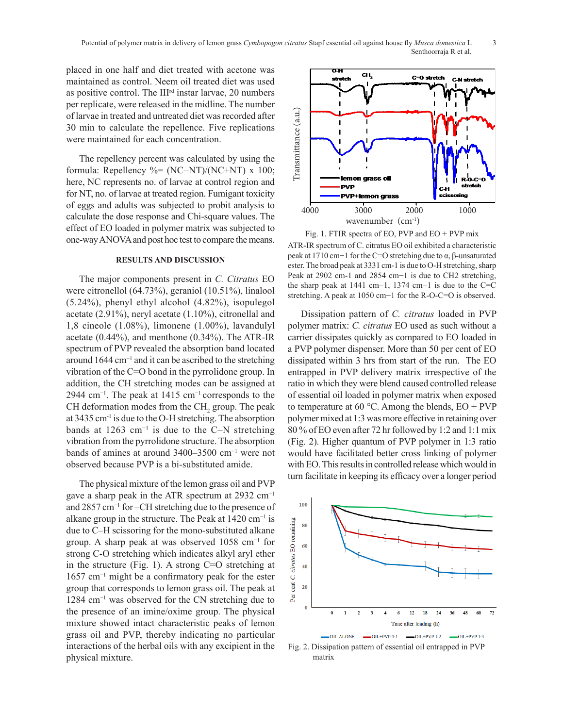placed in one half and diet treated with acetone was maintained as control. Neem oil treated diet was used as positive control. The III[rd] instar larvae, 20 numbers per replicate, were released in the midline. The number of larvae in treated and untreated diet was recorded after 30 min to calculate the repellence. Five replications were maintained for each concentration.

The repellency percent was calculated by using the formula: Repellency %= (NC−NT)/(NC+NT) x 100; here, NC represents no. of larvae at control region and for NT, no. of larvae at treated region. Fumigant toxicity of eggs and adults was subjected to probit analysis to calculate the dose response and Chi-square values. The effect of EO loaded in polymer matrix was subjected to one-way ANOVA and post hoc test to compare the means.

## RESULTS AND DISCUSSION

The major components present in *C. Citratus* EO were citronellol (64.73%), geraniol (10.51%), linalool (5.24%), phenyl ethyl alcohol (4.82%), isopulegol acetate (2.91%), neryl acetate (1.10%), citronellal and 1,8 cineole (1.08%), limonene (1.00%), lavandulyl acetate (0.44%), and menthone (0.34%). The ATR-IR spectrum of PVP revealed the absorption band located around 1644 $cm^{-1}$ and it can be ascribed to the stretching vibration of the C=O bond in the pyrrolidone group. In addition, the CH stretching modes can be assigned at 2944 $cm^{-1}$. The peak at 1415 $cm^{-1}$ corresponds to the CH deformation modes from the $CH_2$ group. The peak at 3435 $cm^{-1}$ is due to the O-H stretching. The absorption bands at 1263 $cm^{-1}$ is due to the C–N stretching vibration from the pyrrolidone structure. The absorption bands of amines at around 3400–3500 $cm^{-1}$ were not observed because PVP is a bi-substituted amide.

The physical mixture of the lemon grass oil and PVP gave a sharp peak in the ATR spectrum at 2932 $cm^{-1}$ and 2857 $cm^{-1}$ for –CH stretching due to the presence of alkane group in the structure. The Peak at 1420 $cm^{-1}$ is due to C–H scissoring for the mono-substituted alkane group. A sharp peak at was observed 1058 $cm^{-1}$ for strong C-O stretching which indicates alkyl aryl ether in the structure (Fig. 1). A strong C=O stretching at 1657 $cm^{-1}$ might be a confirmatory peak for the ester group that corresponds to lemon grass oil. The peak at 1284 $cm^{-1}$ was observed for the CN stretching due to the presence of an imine/oxime group. The physical mixture showed intact characteristic peaks of lemon grass oil and PVP, thereby indicating no particular interactions of the herbal oils with any excipient in the physical mixture.

Fig. 1. FTIR spectra of EO, PVP and EO + PVP mix

ATR-IR spectrum of C. citratus EO oil exhibited a characteristic peak at 1710 cm−1 for the C=O stretching due to α, β-unsaturated ester. The broad peak at 3331 cm-1 is due to O-H stretching, sharp Peak at 2902 cm-1 and 2854 cm−1 is due to CH2 stretching, the sharp peak at 1441 cm−1, 1374 cm−1 is due to the C=C stretching. A peak at 1050 cm−1 for the R-O-C=O is observed.

Dissipation pattern of *C. citratus* loaded in PVP polymer matrix: *C. citratus* EO used as such without a carrier dissipates quickly as compared to EO loaded in a PVP polymer dispenser. More than 50 per cent of EO dissipated within 3 hrs from start of the run. The EO entrapped in PVP delivery matrix irrespective of the ratio in which they were blend caused controlled release of essential oil loaded in polymer matrix when exposed to temperature at 60 °C. Among the blends, EO + PVP polymer mixed at 1:3 was more effective in retaining over 80 % of EO even after 72 hr followed by 1:2 and 1:1 mix (Fig. 2). Higher quantum of PVP polymer in 1:3 ratio would have facilitated better cross linking of polymer with EO. This results in controlled release which would in turn facilitate in keeping its efficacy over a longer period

Fig. 2. Dissipation pattern of essential oil entrapped in PVP matrix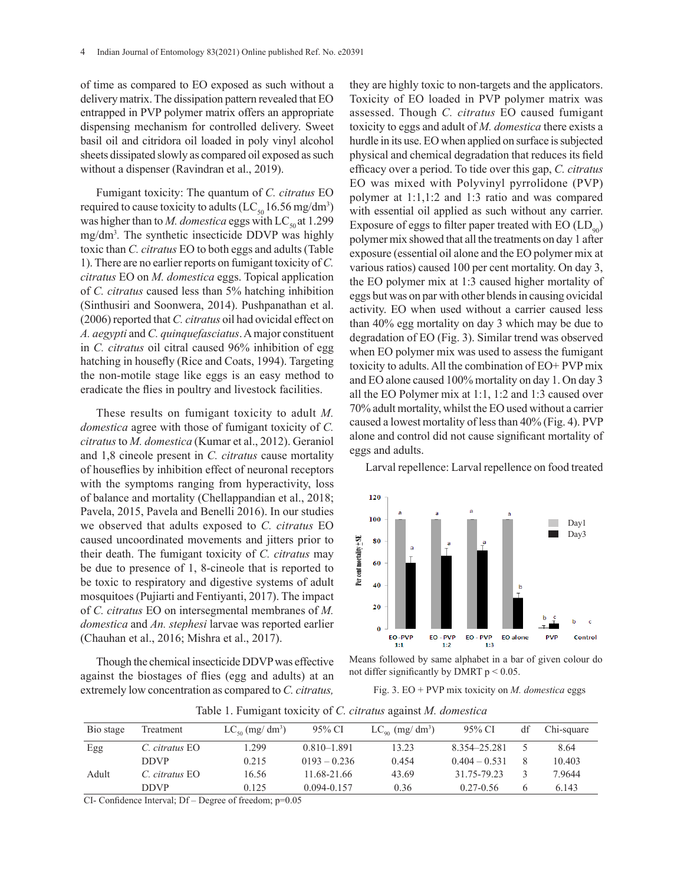of time as compared to EO exposed as such without a delivery matrix. The dissipation pattern revealed that EO entrapped in PVP polymer matrix offers an appropriate dispensing mechanism for controlled delivery. Sweet basil oil and citridora oil loaded in poly vinyl alcohol sheets dissipated slowly as compared oil exposed as such without a dispenser (Ravindran et al., 2019).

Fumigant toxicity: The quantum of *C. citratus* EO required to cause toxicity to adults ($LC_{50}$ 16.56 mg/dm$^3$) was higher than to *M. domestica* eggs with $LC_{50}$ at 1.299 mg/dm$^3$. The synthetic insecticide DDVP was highly toxic than *C. citratus* EO to both eggs and adults (Table 1). There are no earlier reports on fumigant toxicity of *C. citratus* EO on *M. domestica* eggs. Topical application of *C. citratus* caused less than 5% hatching inhibition (Sinthusiri and Soonwera, 2014). Pushpanathan et al. (2006) reported that *C. citratus* oil had ovicidal effect on *A. aegypti* and *C. quinquefasciatus*. A major constituent in *C. citratus* oil citral caused 96% inhibition of egg hatching in housefly (Rice and Coats, 1994). Targeting the non-motile stage like eggs is an easy method to eradicate the flies in poultry and livestock facilities.

These results on fumigant toxicity to adult *M. domestica* agree with those of fumigant toxicity of *C. citratus* to *M. domestica* (Kumar et al., 2012). Geraniol and 1,8 cineole present in *C. citratus* cause mortality of houseflies by inhibition effect of neuronal receptors with the symptoms ranging from hyperactivity, loss of balance and mortality (Chellappandian et al., 2018; Pavela, 2015, Pavela and Benelli 2016). In our studies we observed that adults exposed to *C. citratus* EO caused uncoordinated movements and jitters prior to their death. The fumigant toxicity of *C. citratus* may be due to presence of 1, 8-cineole that is reported to be toxic to respiratory and digestive systems of adult mosquitoes (Pujiarti and Fentiyanti, 2017). The impact of *C. citratus* EO on intersegmental membranes of *M. domestica* and *An. stephesi* larvae was reported earlier (Chauhan et al., 2016; Mishra et al., 2017).

Though the chemical insecticide DDVP was effective against the biostages of flies (egg and adults) at an extremely low concentration as compared to *C. citratus*, they are highly toxic to non-targets and the applicators. Toxicity of EO loaded in PVP polymer matrix was assessed. Though *C. citratus* EO caused fumigant toxicity to eggs and adult of *M. domestica* there exists a hurdle in its use. EO when applied on surface is subjected physical and chemical degradation that reduces its field efficacy over a period. To tide over this gap, *C. citratus* EO was mixed with Polyvinyl pyrrolidone (PVP) polymer at 1:1,1:2 and 1:3 ratio and was compared with essential oil applied as such without any carrier. Exposure of eggs to filter paper treated with EO ($LD_{90}$) polymer mix showed that all the treatments on day 1 after exposure (essential oil alone and the EO polymer mix at various ratios) caused 100 per cent mortality. On day 3, the EO polymer mix at 1:3 caused higher mortality of eggs but was on par with other blends in causing ovicidal activity. EO when used without a carrier caused less than 40% egg mortality on day 3 which may be due to degradation of EO (Fig. 3). Similar trend was observed when EO polymer mix was used to assess the fumigant toxicity to adults. All the combination of EO+ PVP mix and EO alone caused 100% mortality on day 1. On day 3 all the EO Polymer mix at 1:1, 1:2 and 1:3 caused over 70% adult mortality, whilst the EO used without a carrier caused a lowest mortality of less than 40% (Fig. 4). PVP alone and control did not cause significant mortality of eggs and adults.

Larval repellence: Larval repellence on food treated

Means followed by same alphabet in a bar of given colour do not differ significantly by DMRT $p < 0.05$.

Fig. 3. EO + PVP mix toxicity on *M. domestica* eggs

Table 1. Fumigant toxicity of *C. citratus* against *M. domestica*

| Bio stage | Treatment | $LC_{50}$ (mg/ dm$^3$) | 95% CI | $LC_{90}$ (mg/ dm$^3$) | 95% CI | df | Chi-square |
|---|---|---|---|---|---|---|---|
| Egg | *C. citratus* EO | 1.299 | 0.810–1.891 | 13.23 | 8.354–25.281 | 5 | 8.64 |
| | DDVP | 0.215 | 0193 – 0.236 | 0.454 | 0.404 – 0.531 | 8 | 10.403 |
| Adult | *C. citratus* EO | 16.56 | 11.68-21.66 | 43.69 | 31.75-79.23 | 3 | 7.9644 |
| | DDVP | 0.125 | 0.094-0.157 | 0.36 | 0.27-0.56 | 6 | 6.143 |

CI- Confidence Interval; Df – Degree of freedom; p=0.05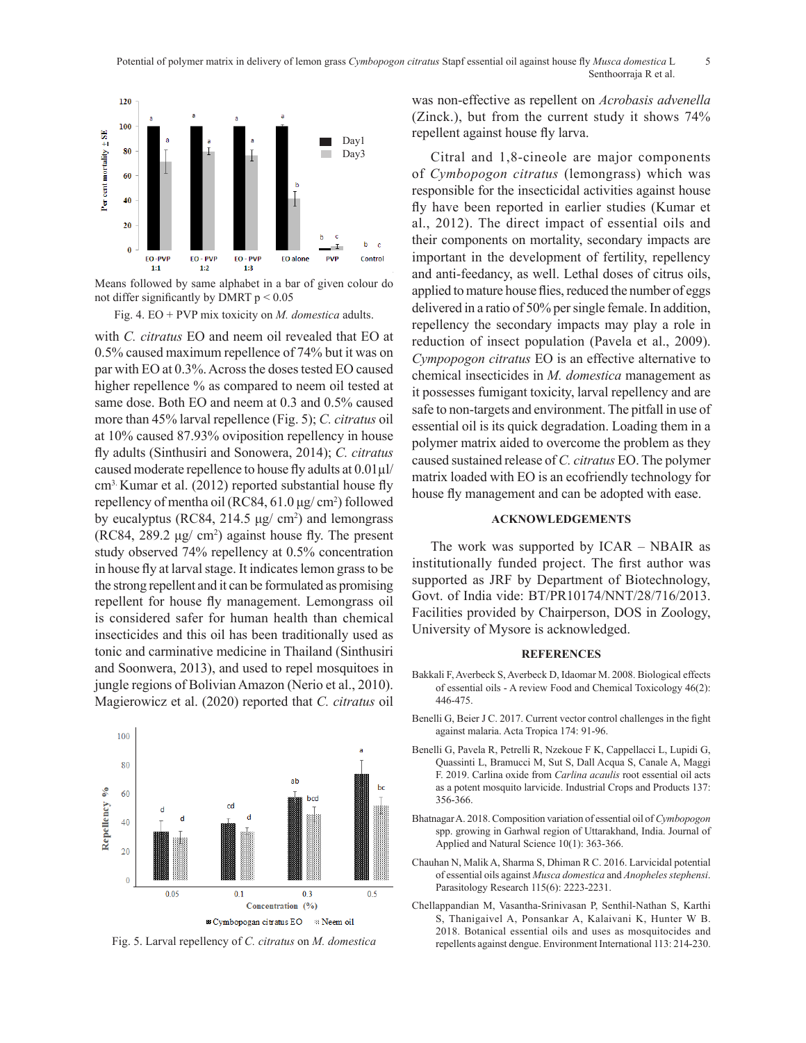Means followed by same alphabet in a bar of given colour do not differ significantly by DMRT $p < 0.05$

Fig. 4. EO + PVP mix toxicity on *M. domestica* adults.

with *C. citratus* EO and neem oil revealed that EO at 0.5% caused maximum repellence of 74% but it was on par with EO at 0.3%. Across the doses tested EO caused higher repellence % as compared to neem oil tested at same dose. Both EO and neem at 0.3 and 0.5% caused more than 45% larval repellence (Fig. 5); *C. citratus* oil at 10% caused 87.93% oviposition repellency in house fly adults (Sinthusiri and Sonowera, 2014); *C. citratus* caused moderate repellence to house fly adults at 0.01 µl/ cm³. Kumar et al. (2012) reported substantial house fly repellency of mentha oil (RC84, 61.0 µg/ cm²) followed by eucalyptus (RC84, 214.5 µg/ cm²) and lemongrass (RC84, 289.2 µg/ cm²) against house fly. The present study observed 74% repellency at 0.5% concentration in house fly at larval stage. It indicates lemon grass to be the strong repellent and it can be formulated as promising repellent for house fly management. Lemongrass oil is considered safer for human health than chemical insecticides and this oil has been traditionally used as tonic and carminative medicine in Thailand (Sinthusiri and Soonwera, 2013), and used to repel mosquitoes in jungle regions of Bolivian Amazon (Nerio et al., 2010). Magierowicz et al. (2020) reported that *C. citratus* oil was non-effective as repellent on *Acrobasis advenella* (Zinck.), but from the current study it shows 74% repellent against house fly larva.

Fig. 5. Larval repellency of *C. citratus* on *M. domestica*

Citral and 1,8-cineole are major components of *Cymbopogon citratus* (lemongrass) which was responsible for the insecticidal activities against house fly have been reported in earlier studies (Kumar et al., 2012). The direct impact of essential oils and their components on mortality, secondary impacts are important in the development of fertility, repellency and anti-feedancy, as well. Lethal doses of citrus oils, applied to mature house flies, reduced the number of eggs delivered in a ratio of 50% per single female. In addition, repellency the secondary impacts may play a role in reduction of insect population (Pavela et al., 2009). *Cympopogon citratus* EO is an effective alternative to chemical insecticides in *M. domestica* management as it possesses fumigant toxicity, larval repellency and are safe to non-targets and environment. The pitfall in use of essential oil is its quick degradation. Loading them in a polymer matrix aided to overcome the problem as they caused sustained release of *C. citratus* EO. The polymer matrix loaded with EO is an ecofriendly technology for house fly management and can be adopted with ease.

## ACKNOWLEDGEMENTS

The work was supported by ICAR – NBAIR as institutionally funded project. The first author was supported as JRF by Department of Biotechnology, Govt. of India vide: BT/PR10174/NNT/28/716/2013. Facilities provided by Chairperson, DOS in Zoology, University of Mysore is acknowledged.

## REFERENCES

Bakkali F, Averbeck S, Averbeck D, Idaomar M. 2008. Biological effects of essential oils - A review Food and Chemical Toxicology 46(2): 446-475.

Benelli G, Beier J C. 2017. Current vector control challenges in the fight against malaria. Acta Tropica 174: 91-96.

Benelli G, Pavela R, Petrelli R, Nzekoue F K, Cappellacci L, Lupidi G, Quassinti L, Bramucci M, Sut S, Dall Acqua S, Canale A, Maggi F. 2019. Carlina oxide from *Carlina acaulis* root essential oil acts as a potent mosquito larvicide. Industrial Crops and Products 137: 356-366.

Bhatnagar A. 2018. Composition variation of essential oil of *Cymbopogon* spp. growing in Garhwal region of Uttarakhand, India. Journal of Applied and Natural Science 10(1): 363-366.

Chauhan N, Malik A, Sharma S, Dhiman R C. 2016. Larvicidal potential of essential oils against *Musca domestica* and *Anopheles stephensi*. Parasitology Research 115(6): 2223-2231.

Chellappandian M, Vasantha-Srinivasan P, Senthil-Nathan S, Karthi S, Thanigaivel A, Ponsankar A, Kalaivani K, Hunter W B. 2018. Botanical essential oils and uses as mosquitocides and repellents against dengue. Environment International 113: 214-230.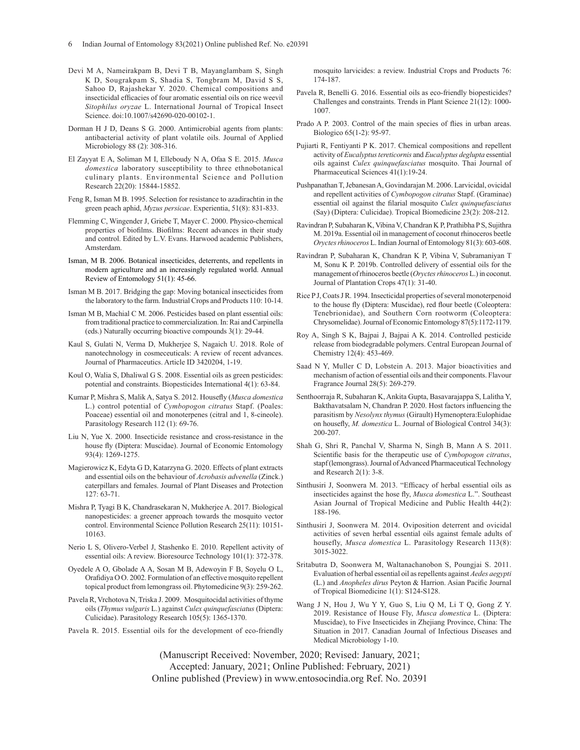Devi M A, Nameirakpam B, Devi T B, Mayanglambam S, Singh K D, Sougrakpam S, Shadia S, Tongbram M, David S S, Sahoo D, Rajashekar Y. 2020. Chemical compositions and insecticidal efficacies of four aromatic essential oils on rice weevil *Sitophilus oryzae* L. International Journal of Tropical Insect Science. doi:10.1007/s42690-020-00102-1.

Dorman H J D, Deans S G. 2000. Antimicrobial agents from plants: antibacterial activity of plant volatile oils. Journal of Applied Microbiology 88 (2): 308-316.

El Zayyat E A, Soliman M I, Elleboudy N A, Ofaa S E. 2015. *Musca domestica* laboratory susceptibility to three ethnobotanical culinary plants. Environmental Science and Pollution Research 22(20): 15844-15852.

Feng R, Isman M B. 1995. Selection for resistance to azadirachtin in the green peach aphid, *Myzus persicae*. Experientia, 51(8): 831-833.

Flemming C, Wingender J, Griebe T, Mayer C. 2000. Physico-chemical properties of biofilms. Biofilms: Recent advances in their study and control. Edited by L.V. Evans. Harwood academic Publishers, Amsterdam.

Isman, M B. 2006. Botanical insecticides, deterrents, and repellents in modern agriculture and an increasingly regulated world. Annual Review of Entomology 51(1): 45-66.

Isman M B. 2017. Bridging the gap: Moving botanical insecticides from the laboratory to the farm. Industrial Crops and Products 110: 10-14.

Isman M B, Machial C M. 2006. Pesticides based on plant essential oils: from traditional practice to commercialization. In: Rai and Carpinella (eds.) Naturally occurring bioactive compounds 3(1): 29-44.

Kaul S, Gulati N, Verma D, Mukherjee S, Nagaich U. 2018. Role of nanotechnology in cosmeceuticals: A review of recent advances. Journal of Pharmaceutics. Article ID 3420204, 1-19.

Koul O, Walia S, Dhaliwal G S. 2008. Essential oils as green pesticides: potential and constraints. Biopesticides International 4(1): 63-84.

Kumar P, Mishra S, Malik A, Satya S. 2012. Housefly (*Musca domestica* L.) control potential of *Cymbopogon citratus* Stapf. (Poales: Poaceae) essential oil and monoterpenes (citral and 1, 8-cineole). Parasitology Research 112 (1): 69-76.

Liu N, Yue X. 2000. Insecticide resistance and cross-resistance in the house fly (Diptera: Muscidae). Journal of Economic Entomology 93(4): 1269-1275.

Magierowicz K, Edyta G D, Katarzyna G. 2020. Effects of plant extracts and essential oils on the behaviour of *Acrobasis advenella* (Zinck.) caterpillars and females. Journal of Plant Diseases and Protection 127: 63-71.

Mishra P, Tyagi B K, Chandrasekaran N, Mukherjee A. 2017. Biological nanopesticides: a greener approach towards the mosquito vector control. Environmental Science Pollution Research 25(11): 10151-10163.

Nerio L S, Olivero-Verbel J, Stashenko E. 2010. Repellent activity of essential oils: A review. Bioresource Technology 101(1): 372-378.

Oyedele A O, Gbolade A A, Sosan M B, Adewoyin F B, Soyelu O L, Orafidiya O O. 2002. Formulation of an effective mosquito repellent topical product from lemongrass oil. Phytomedicine 9(3): 259-262.

Pavela R, Vrchotova N, Triska J. 2009. Mosquitocidal activities of thyme oils (*Thymus vulgaris* L.) against *Culex quinquefasciatus* (Diptera: Culicidae). Parasitology Research 105(5): 1365-1370.

Pavela R. 2015. Essential oils for the development of eco-friendly mosquito larvicides: a review. Industrial Crops and Products 76: 174-187.

Pavela R, Benelli G. 2016. Essential oils as eco-friendly biopesticides? Challenges and constraints. Trends in Plant Science 21(12): 1000-1007.

Prado A P. 2003. Control of the main species of flies in urban areas. Biologico 65(1-2): 95-97.

Pujiarti R, Fentiyanti P K. 2017. Chemical compositions and repellent activity of *Eucalyptus tereticornis* and *Eucalyptus deglupta* essential oils against *Culex quinquefasciatus* mosquito. Thai Journal of Pharmaceutical Sciences 41(1):19-24.

Pushpanathan T, Jebanesan A, Govindarajan M. 2006. Larvicidal, ovicidal and repellent activities of *Cymbopogon citratus* Stapf. (Graminae) essential oil against the filarial mosquito *Culex quinquefasciatus* (Say) (Diptera: Culicidae). Tropical Biomedicine 23(2): 208-212.

Ravindran P, Subaharan K, Vibina V, Chandran K P, Prathibha P S, Sujithra M. 2019a. Essential oil in management of coconut rhinoceros beetle *Oryctes rhinoceros* L. Indian Journal of Entomology 81(3): 603-608.

Ravindran P, Subaharan K, Chandran K P, Vibina V, Subramaniyan T M, Sonu K P. 2019b. Controlled delivery of essential oils for the management of rhinoceros beetle (*Oryctes rhinoceros* L.) in coconut. Journal of Plantation Crops 47(1): 31-40.

Rice P J, Coats J R. 1994. Insecticidal properties of several monoterpenoid to the house fly (Diptera: Muscidae), red flour beetle (Coleoptera: Tenebrionidae), and Southern Corn rootworm (Coleoptera: Chrysomelidae). Journal of Economic Entomology 87(5):1172-1179.

Roy A, Singh S K, Bajpai J, Bajpai A K. 2014. Controlled pesticide release from biodegradable polymers. Central European Journal of Chemistry 12(4): 453-469.

Saad N Y, Muller C D, Lobstein A. 2013. Major bioactivities and mechanism of action of essential oils and their components. Flavour Fragrance Journal 28(5): 269-279.

Senthoorraja R, Subaharan K, Ankita Gupta, Basavarajappa S, Lalitha Y, Bakthavatsalam N, Chandran P. 2020. Host factors influencing the parasitism by *Nesolynx thymus* (Girault) Hymenoptera:Eulophidae on housefly, *M. domestica* L. Journal of Biological Control 34(3): 200-207.

Shah G, Shri R, Panchal V, Sharma N, Singh B, Mann A S. 2011. Scientific basis for the therapeutic use of *Cymbopogon citratus*, stapf (lemongrass). Journal of Advanced Pharmaceutical Technology and Research 2(1): 3-8.

Sinthusiri J, Soonwera M. 2013. "Efficacy of herbal essential oils as insecticides against the hose fly, *Musca domestica* L.". Southeast Asian Journal of Tropical Medicine and Public Health 44(2): 188-196.

Sinthusiri J, Soonwera M. 2014. Oviposition deterrent and ovicidal activities of seven herbal essential oils against female adults of housefly, *Musca domestica* L. Parasitology Research 113(8): 3015-3022.

Sritabutra D, Soonwera M, Waltanachanobon S, Poungjai S. 2011. Evaluation of herbal essential oil as repellents against *Aedes aegypti* (L.) and *Anopheles dirus* Peyton & Harrion. Asian Pacific Journal of Tropical Biomedicine 1(1): S124-S128.

Wang J N, Hou J, Wu Y Y, Guo S, Liu Q M, Li T Q, Gong Z Y. 2019. Resistance of House Fly, *Musca domestica* L. (Diptera: Muscidae), to Five Insecticides in Zhejiang Province, China: The Situation in 2017. Canadian Journal of Infectious Diseases and Medical Microbiology 1-10.

(Manuscript Received: November, 2020; Revised: January, 2021; Accepted: January, 2021; Online Published: February, 2021)
Online published (Preview) in www.entosocindia.org Ref. No. 20391